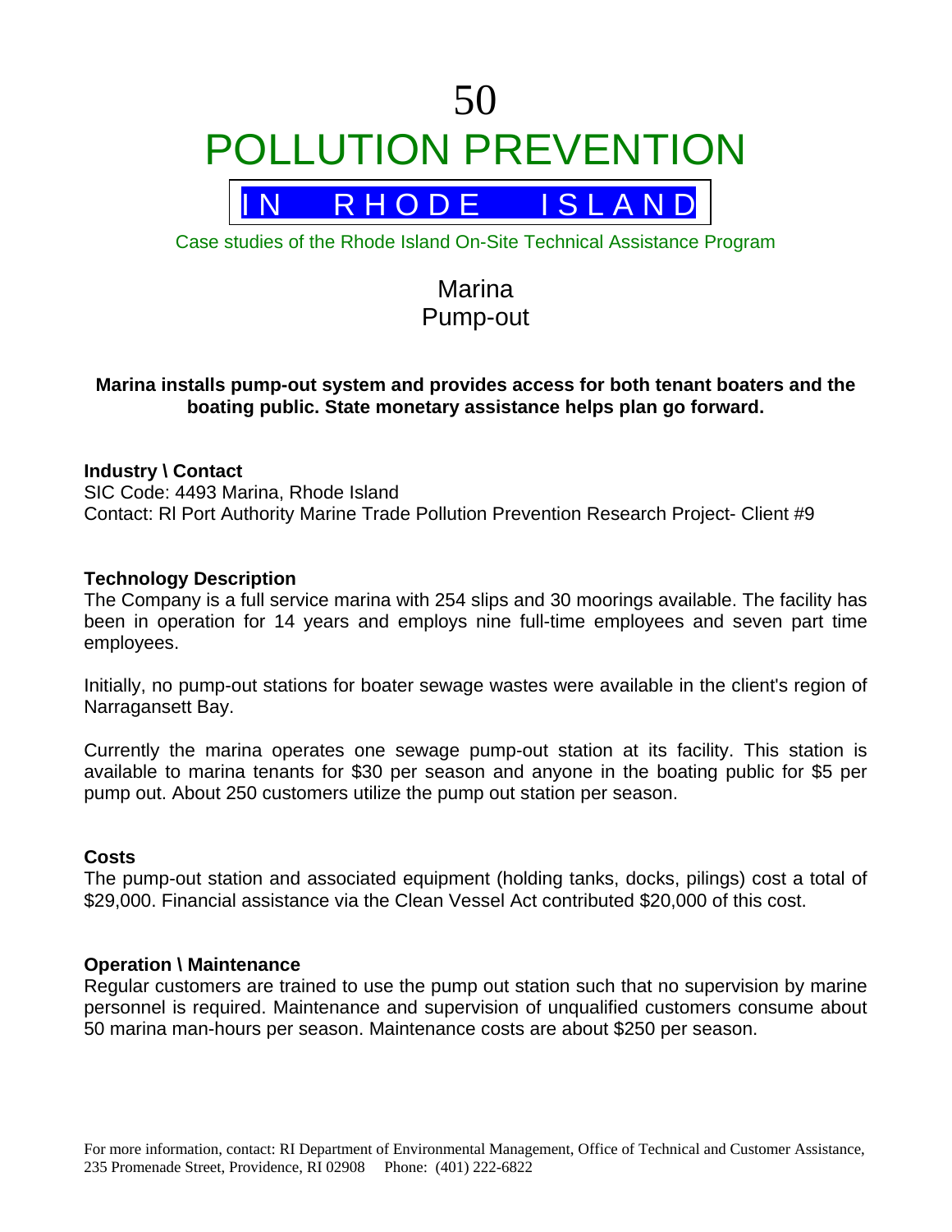# 50

# POLLUTION PREVENTION

## IN RHODE ISLAND

Case studies of the Rhode Island On-Site Technical Assistance Program

## Marina
## Pump-out

**Marina installs pump-out system and provides access for both tenant boaters and the boating public. State monetary assistance helps plan go forward.**

### Industry \ Contact

SIC Code: 4493 Marina, Rhode Island
Contact: RI Port Authority Marine Trade Pollution Prevention Research Project- Client #9

### Technology Description

The Company is a full service marina with 254 slips and 30 moorings available. The facility has been in operation for 14 years and employs nine full-time employees and seven part time employees.

Initially, no pump-out stations for boater sewage wastes were available in the client's region of Narragansett Bay.

Currently the marina operates one sewage pump-out station at its facility. This station is available to marina tenants for $30 per season and anyone in the boating public for $5 per pump out. About 250 customers utilize the pump out station per season.

### Costs

The pump-out station and associated equipment (holding tanks, docks, pilings) cost a total of $29,000. Financial assistance via the Clean Vessel Act contributed $20,000 of this cost.

### Operation \ Maintenance

Regular customers are trained to use the pump out station such that no supervision by marine personnel is required. Maintenance and supervision of unqualified customers consume about 50 marina man-hours per season. Maintenance costs are about $250 per season.

For more information, contact: RI Department of Environmental Management, Office of Technical and Customer Assistance, 235 Promenade Street, Providence, RI 02908 Phone: (401) 222-6822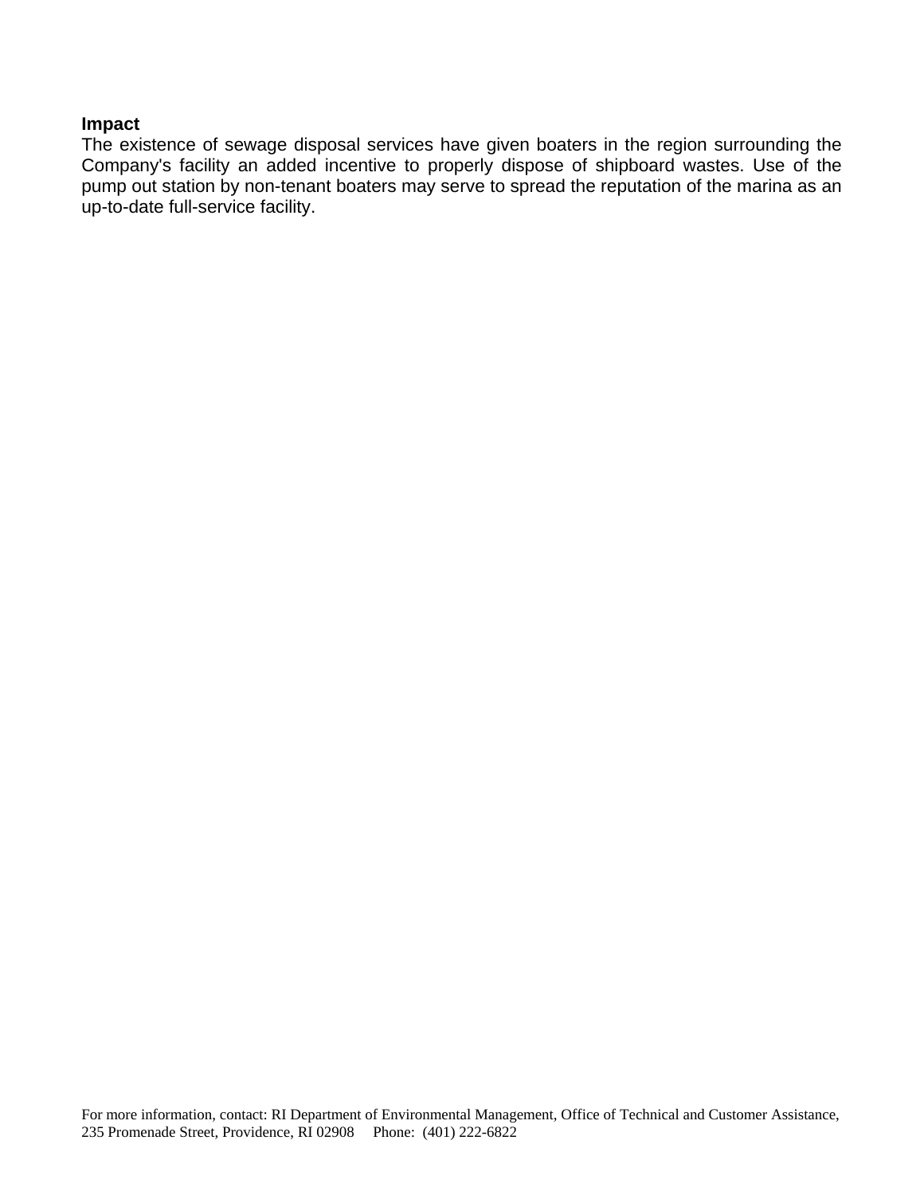**Impact**

The existence of sewage disposal services have given boaters in the region surrounding the Company's facility an added incentive to properly dispose of shipboard wastes. Use of the pump out station by non-tenant boaters may serve to spread the reputation of the marina as an up-to-date full-service facility.

For more information, contact: RI Department of Environmental Management, Office of Technical and Customer Assistance, 235 Promenade Street, Providence, RI 02908 Phone: (401) 222-6822